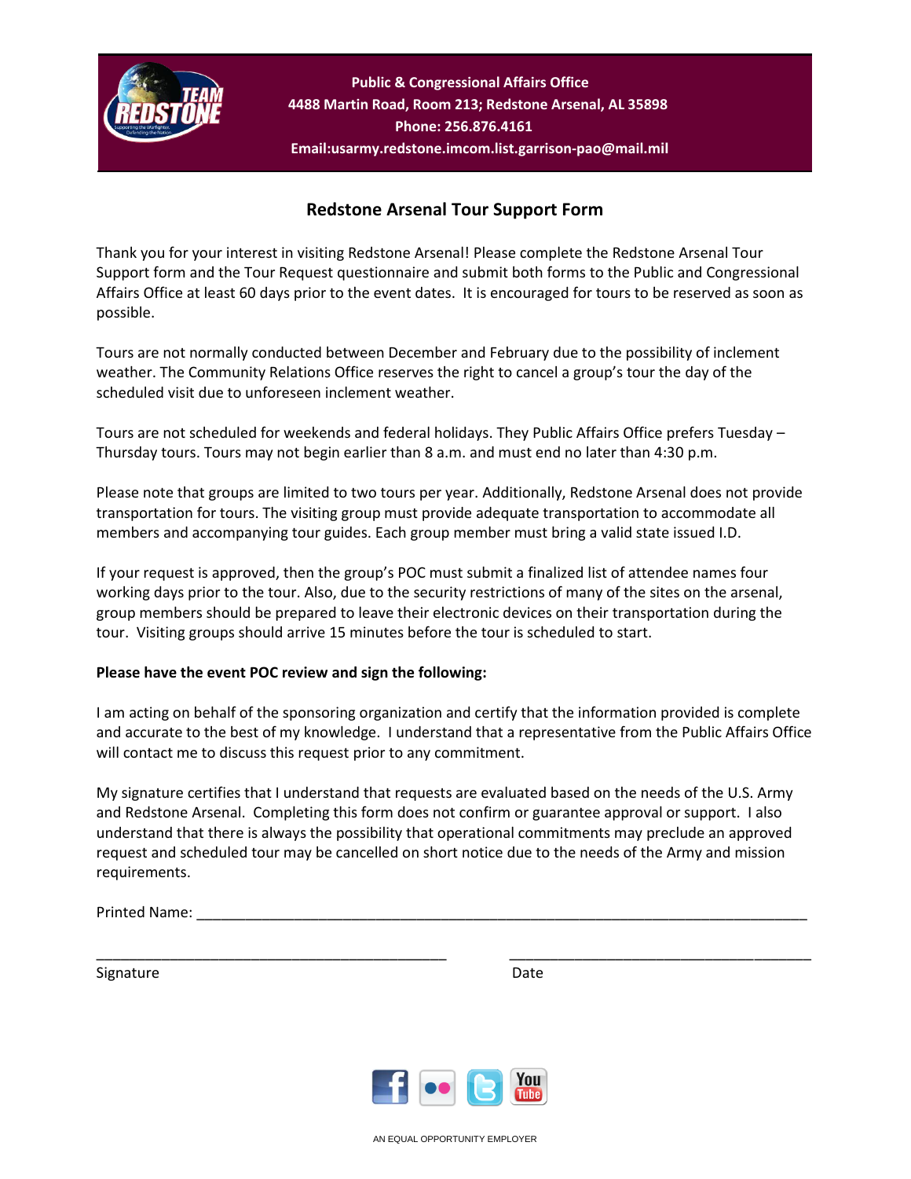**Public & Congressional Affairs Office**
**4488 Martin Road, Room 213; Redstone Arsenal, AL 35898**
**Phone: 256.876.4161**
**Email:usarmy.redstone.imcom.list.garrison-pao@mail.mil**

## Redstone Arsenal Tour Support Form

Thank you for your interest in visiting Redstone Arsenal! Please complete the Redstone Arsenal Tour Support form and the Tour Request questionnaire and submit both forms to the Public and Congressional Affairs Office at least 60 days prior to the event dates. It is encouraged for tours to be reserved as soon as possible.

Tours are not normally conducted between December and February due to the possibility of inclement weather. The Community Relations Office reserves the right to cancel a group's tour the day of the scheduled visit due to unforeseen inclement weather.

Tours are not scheduled for weekends and federal holidays. They Public Affairs Office prefers Tuesday – Thursday tours. Tours may not begin earlier than 8 a.m. and must end no later than 4:30 p.m.

Please note that groups are limited to two tours per year. Additionally, Redstone Arsenal does not provide transportation for tours. The visiting group must provide adequate transportation to accommodate all members and accompanying tour guides. Each group member must bring a valid state issued I.D.

If your request is approved, then the group's POC must submit a finalized list of attendee names four working days prior to the tour. Also, due to the security restrictions of many of the sites on the arsenal, group members should be prepared to leave their electronic devices on their transportation during the tour. Visiting groups should arrive 15 minutes before the tour is scheduled to start.

**Please have the event POC review and sign the following:**

I am acting on behalf of the sponsoring organization and certify that the information provided is complete and accurate to the best of my knowledge. I understand that a representative from the Public Affairs Office will contact me to discuss this request prior to any commitment.

My signature certifies that I understand that requests are evaluated based on the needs of the U.S. Army and Redstone Arsenal. Completing this form does not confirm or guarantee approval or support. I also understand that there is always the possibility that operational commitments may preclude an approved request and scheduled tour may be cancelled on short notice due to the needs of the Army and mission requirements.

Printed Name: ______________________________________________

______________________________ ______________________________
Signature Date

AN EQUAL OPPORTUNITY EMPLOYER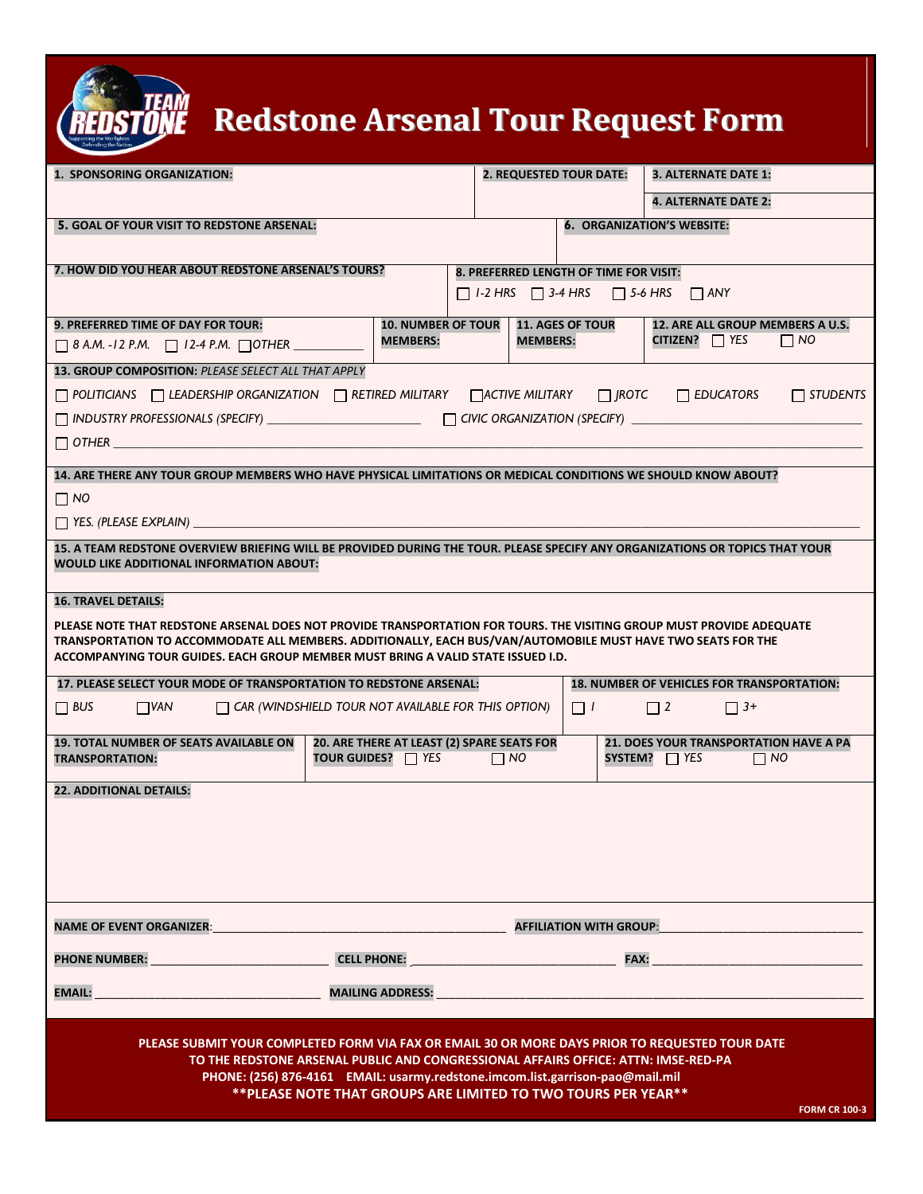# Redstone Arsenal Tour Request Form

**1. SPONSORING ORGANIZATION:**

**2. REQUESTED TOUR DATE:**

**3. ALTERNATE DATE 1:**

**4. ALTERNATE DATE 2:**

**5. GOAL OF YOUR VISIT TO REDSTONE ARSENAL:**

**6. ORGANIZATION'S WEBSITE:**

**7. HOW DID YOU HEAR ABOUT REDSTONE ARSENAL'S TOURS?**

**8. PREFERRED LENGTH OF TIME FOR VISIT:**
☐ *1-2 HRS* ☐ *3-4 HRS* ☐ *5-6 HRS* ☐ *ANY*

**9. PREFERRED TIME OF DAY FOR TOUR:**
☐ *8 A.M. -12 P.M.* ☐ *12-4 P.M.* ☐ *OTHER* __________

**10. NUMBER OF TOUR MEMBERS:**

**11. AGES OF TOUR MEMBERS:**

**12. ARE ALL GROUP MEMBERS A U.S. CITIZEN?** ☐ *YES* ☐ *NO*

**13. GROUP COMPOSITION:** *PLEASE SELECT ALL THAT APPLY*

☐ *POLITICIANS* ☐ *LEADERSHIP ORGANIZATION* ☐ *RETIRED MILITARY* ☐ *ACTIVE MILITARY* ☐ *JROTC* ☐ *EDUCATORS* ☐ *STUDENTS*

☐ *INDUSTRY PROFESSIONALS (SPECIFY)* ______________________ ☐ *CIVIC ORGANIZATION (SPECIFY)* ______________________

☐ *OTHER* ______________________

**14. ARE THERE ANY TOUR GROUP MEMBERS WHO HAVE PHYSICAL LIMITATIONS OR MEDICAL CONDITIONS WE SHOULD KNOW ABOUT?**

☐ *NO*

☐ *YES. (PLEASE EXPLAIN)* ______________________

**15. A TEAM REDSTONE OVERVIEW BRIEFING WILL BE PROVIDED DURING THE TOUR. PLEASE SPECIFY ANY ORGANIZATIONS OR TOPICS THAT YOUR WOULD LIKE ADDITIONAL INFORMATION ABOUT:**

**16. TRAVEL DETAILS:**

**PLEASE NOTE THAT REDSTONE ARSENAL DOES NOT PROVIDE TRANSPORTATION FOR TOURS. THE VISITING GROUP MUST PROVIDE ADEQUATE TRANSPORTATION TO ACCOMMODATE ALL MEMBERS. ADDITIONALLY, EACH BUS/VAN/AUTOMOBILE MUST HAVE TWO SEATS FOR THE ACCOMPANYING TOUR GUIDES. EACH GROUP MEMBER MUST BRING A VALID STATE ISSUED I.D.**

**17. PLEASE SELECT YOUR MODE OF TRANSPORTATION TO REDSTONE ARSENAL:**
☐ *BUS* ☐ *VAN* ☐ *CAR (WINDSHIELD TOUR NOT AVAILABLE FOR THIS OPTION)*

**18. NUMBER OF VEHICLES FOR TRANSPORTATION:**
☐ *1* ☐ *2* ☐ *3+*

**19. TOTAL NUMBER OF SEATS AVAILABLE ON TRANSPORTATION:**

**20. ARE THERE AT LEAST (2) SPARE SEATS FOR TOUR GUIDES?** ☐ *YES* ☐ *NO*

**21. DOES YOUR TRANSPORTATION HAVE A PA SYSTEM?** ☐ *YES* ☐ *NO*

**22. ADDITIONAL DETAILS:**

**NAME OF EVENT ORGANIZER:** ______________________ **AFFILIATION WITH GROUP:** ______________________

**PHONE NUMBER:** ______________________ **CELL PHONE:** ______________________ **FAX:** ______________________

**EMAIL:** ______________________ **MAILING ADDRESS:** ______________________

**PLEASE SUBMIT YOUR COMPLETED FORM VIA FAX OR EMAIL 30 OR MORE DAYS PRIOR TO REQUESTED TOUR DATE TO THE REDSTONE ARSENAL PUBLIC AND CONGRESSIONAL AFFAIRS OFFICE: ATTN: IMSE-RED-PA**
**PHONE: (256) 876-4161 EMAIL: usarmy.redstone.imcom.list.garrison-pao@mail.mil**
****PLEASE NOTE THAT GROUPS ARE LIMITED TO TWO TOURS PER YEAR****

**FORM CR 100-3**